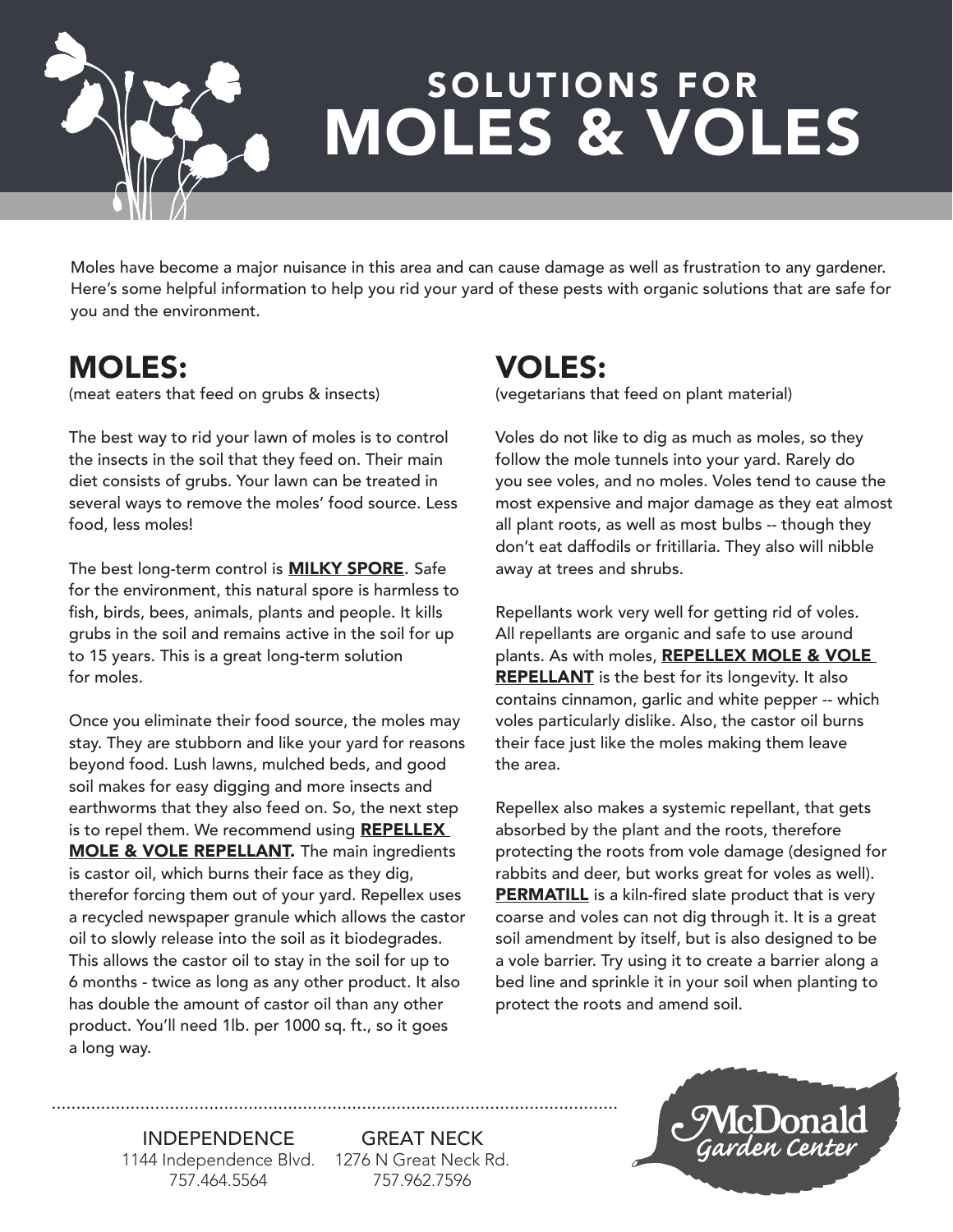# SOLUTIONS FOR MOLES & VOLES

Moles have become a major nuisance in this area and can cause damage as well as frustration to any gardener. Here's some helpful information to help you rid your yard of these pests with organic solutions that are safe for you and the environment.

## MOLES:

(meat eaters that feed on grubs & insects)

The best way to rid your lawn of moles is to control the insects in the soil that they feed on. Their main diet consists of grubs. Your lawn can be treated in several ways to remove the moles' food source. Less food, less moles!

The best long-term control is **MILKY SPORE**. Safe for the environment, this natural spore is harmless to fish, birds, bees, animals, plants and people. It kills grubs in the soil and remains active in the soil for up to 15 years. This is a great long-term solution for moles.

Once you eliminate their food source, the moles may stay. They are stubborn and like your yard for reasons beyond food. Lush lawns, mulched beds, and good soil makes for easy digging and more insects and earthworms that they also feed on. So, the next step is to repel them. We recommend using **REPELLEX MOLE & VOLE REPELLANT.** The main ingredients is castor oil, which burns their face as they dig, therefor forcing them out of your yard. Repellex uses a recycled newspaper granule which allows the castor oil to slowly release into the soil as it biodegrades. This allows the castor oil to stay in the soil for up to 6 months - twice as long as any other product. It also has double the amount of castor oil than any other product. You'll need 1lb. per 1000 sq. ft., so it goes a long way.

## VOLES:

(vegetarians that feed on plant material)

Voles do not like to dig as much as moles, so they follow the mole tunnels into your yard. Rarely do you see voles, and no moles. Voles tend to cause the most expensive and major damage as they eat almost all plant roots, as well as most bulbs -- though they don't eat daffodils or fritillaria. They also will nibble away at trees and shrubs.

Repellants work very well for getting rid of voles. All repellants are organic and safe to use around plants. As with moles, **REPELLEX MOLE & VOLE REPELLANT** is the best for its longevity. It also contains cinnamon, garlic and white pepper -- which voles particularly dislike. Also, the castor oil burns their face just like the moles making them leave the area.

Repellex also makes a systemic repellant, that gets absorbed by the plant and the roots, therefore protecting the roots from vole damage (designed for rabbits and deer, but works great for voles as well). **PERMATILL** is a kiln-fired slate product that is very coarse and voles can not dig through it. It is a great soil amendment by itself, but is also designed to be a vole barrier. Try using it to create a barrier along a bed line and sprinkle it in your soil when planting to protect the roots and amend soil.

INDEPENDENCE
1144 Independence Blvd.
757.464.5564

GREAT NECK
1276 N Great Neck Rd.
757.962.7596

McDonald Garden Center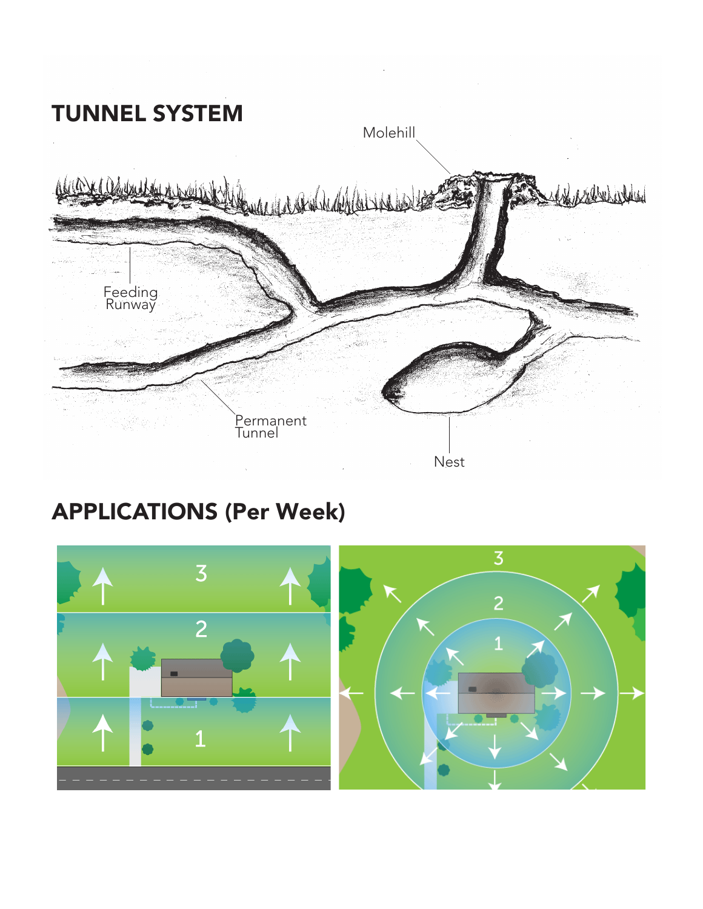## TUNNEL SYSTEM

Molehill

Feeding Runway

Permanent Tunnel

Nest

## APPLICATIONS (Per Week)

3

2

1

3

2

1